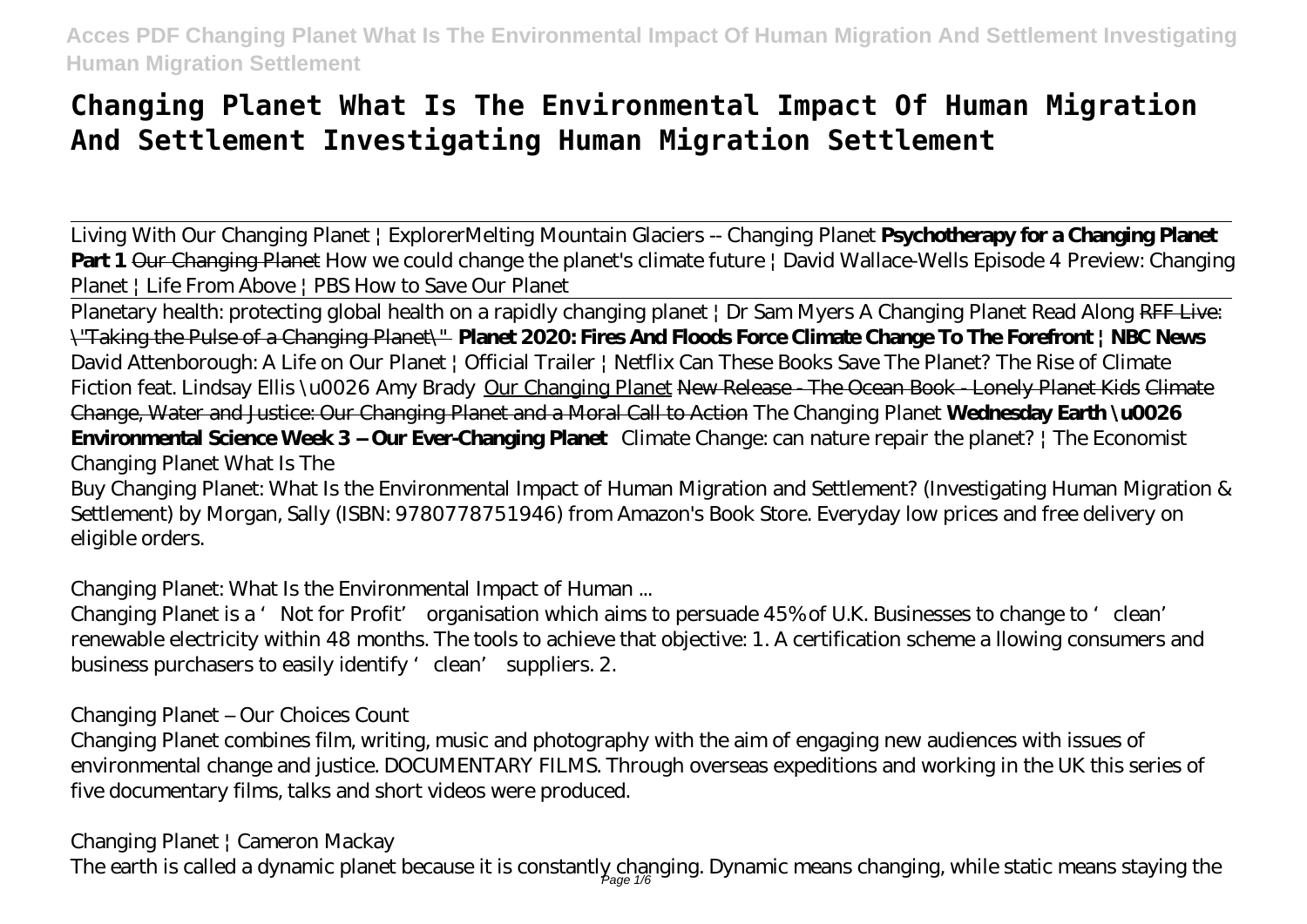# Changing Planet What Is The Environmental Impact Of Human Migration And Settlement Investigating Human Migration Settlement

Living With Our Changing Planet | Explorer *Melting Mountain Glaciers -- Changing Planet* **Psychotherapy for a Changing Planet Part 1** Our Changing Planet *How we could change the planet's climate future | David Wallace-Wells* *Episode 4 Preview: Changing Planet | Life From Above | PBS* *How to Save Our Planet*

Planetary health: protecting global health on a rapidly changing planet | Dr Sam Myers *A Changing Planet Read Along* RFF Live: "Taking the Pulse of a Changing Planet" **Planet 2020: Fires And Floods Force Climate Change To The Forefront | NBC News** *David Attenborough: A Life on Our Planet | Official Trailer | Netflix* *Can These Books Save The Planet? The Rise of Climate Fiction feat. Lindsay Ellis \u0026 Amy Brady* Our Changing Planet New Release - The Ocean Book - Lonely Planet Kids Climate Change, Water and Justice: Our Changing Planet and a Moral Call to Action *The Changing Planet* **Wednesday Earth \u0026 Environmental Science Week 3 – Our Ever-Changing Planet** *Climate Change: can nature repair the planet? | The Economist* *Changing Planet What Is The*

Buy Changing Planet: What Is the Environmental Impact of Human Migration and Settlement? (Investigating Human Migration & Settlement) by Morgan, Sally (ISBN: 9780778751946) from Amazon's Book Store. Everyday low prices and free delivery on eligible orders.

*Changing Planet: What Is the Environmental Impact of Human ...*

Changing Planet is a 'Not for Profit' organisation which aims to persuade 45% of U.K. Businesses to change to 'clean' renewable electricity within 48 months. The tools to achieve that objective: 1. A certification scheme a llowing consumers and business purchasers to easily identify 'clean' suppliers. 2.

*Changing Planet – Our Choices Count*

Changing Planet combines film, writing, music and photography with the aim of engaging new audiences with issues of environmental change and justice. DOCUMENTARY FILMS. Through overseas expeditions and working in the UK this series of five documentary films, talks and short videos were produced.

*Changing Planet | Cameron Mackay*

The earth is called a dynamic planet because it is constantly changing. Dynamic means changing, while static means staying the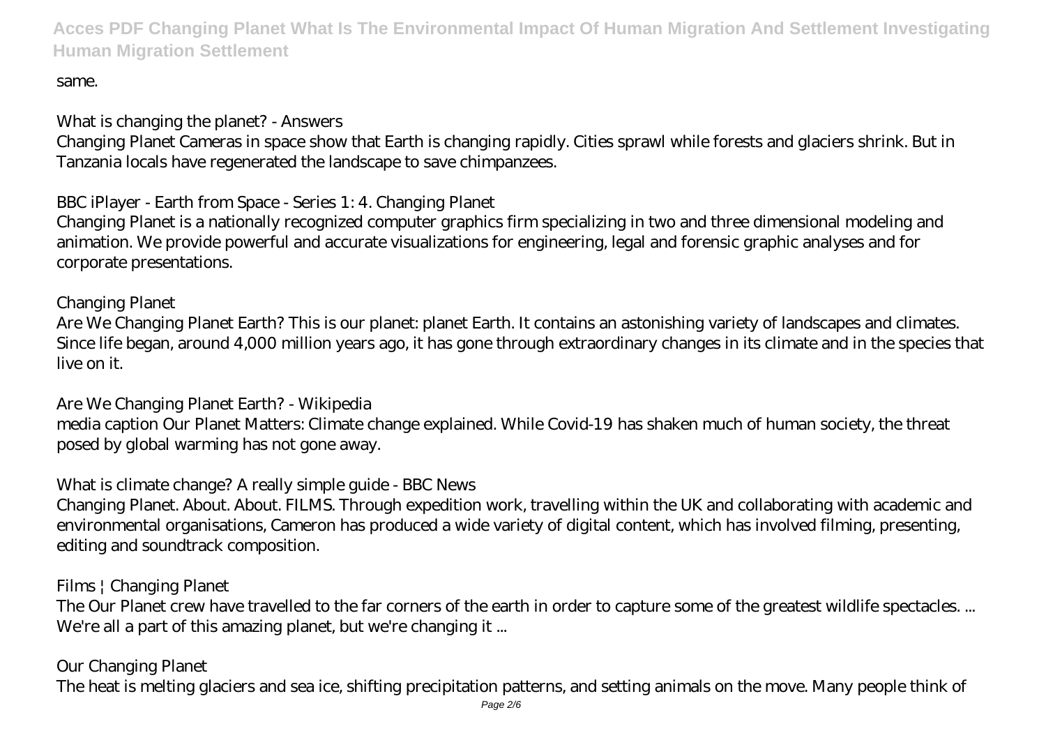same.

**What is changing the planet? - Answers**

Changing Planet Cameras in space show that Earth is changing rapidly. Cities sprawl while forests and glaciers shrink. But in Tanzania locals have regenerated the landscape to save chimpanzees.

**BBC iPlayer - Earth from Space - Series 1: 4. Changing Planet**

Changing Planet is a nationally recognized computer graphics firm specializing in two and three dimensional modeling and animation. We provide powerful and accurate visualizations for engineering, legal and forensic graphic analyses and for corporate presentations.

**Changing Planet**

Are We Changing Planet Earth? This is our planet: planet Earth. It contains an astonishing variety of landscapes and climates. Since life began, around 4,000 million years ago, it has gone through extraordinary changes in its climate and in the species that live on it.

**Are We Changing Planet Earth? - Wikipedia**

media caption Our Planet Matters: Climate change explained. While Covid-19 has shaken much of human society, the threat posed by global warming has not gone away.

**What is climate change? A really simple guide - BBC News**

Changing Planet. About. About. FILMS. Through expedition work, travelling within the UK and collaborating with academic and environmental organisations, Cameron has produced a wide variety of digital content, which has involved filming, presenting, editing and soundtrack composition.

**Films | Changing Planet**

The Our Planet crew have travelled to the far corners of the earth in order to capture some of the greatest wildlife spectacles. ... We're all a part of this amazing planet, but we're changing it ...

**Our Changing Planet**

The heat is melting glaciers and sea ice, shifting precipitation patterns, and setting animals on the move. Many people think of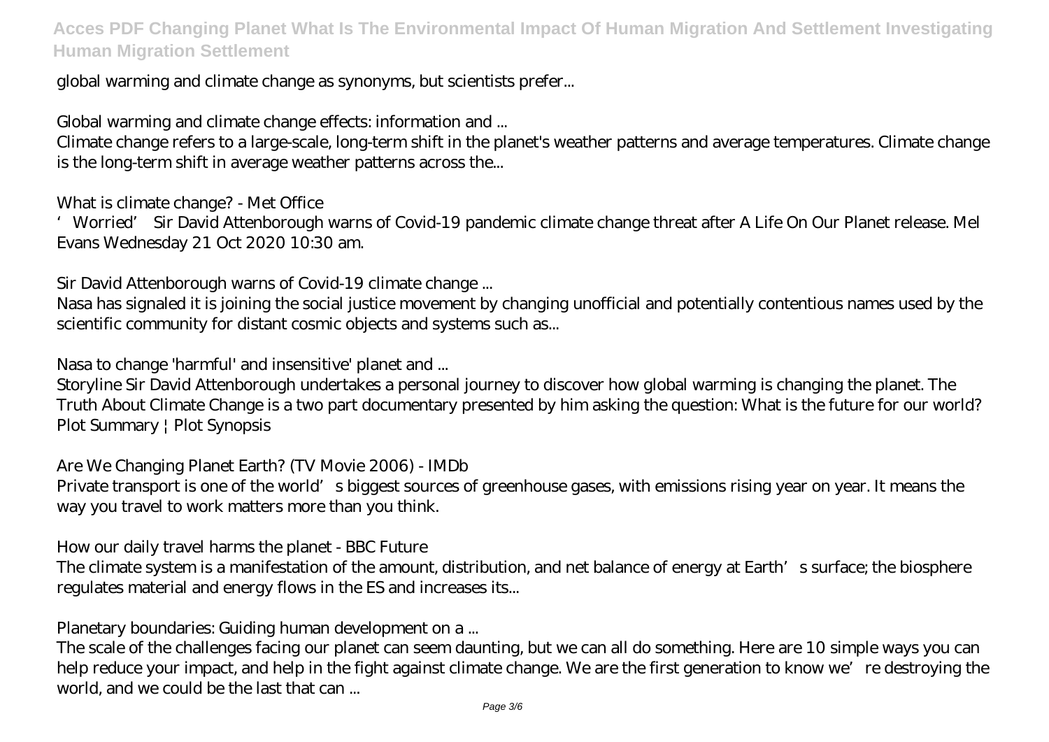global warming and climate change as synonyms, but scientists prefer...

Global warming and climate change effects: information and ...

Climate change refers to a large-scale, long-term shift in the planet's weather patterns and average temperatures. Climate change is the long-term shift in average weather patterns across the...

What is climate change? - Met Office

'Worried' Sir David Attenborough warns of Covid-19 pandemic climate change threat after A Life On Our Planet release. Mel Evans Wednesday 21 Oct 2020 10:30 am.

Sir David Attenborough warns of Covid-19 climate change ...

Nasa has signaled it is joining the social justice movement by changing unofficial and potentially contentious names used by the scientific community for distant cosmic objects and systems such as...

Nasa to change 'harmful' and insensitive' planet and ...

Storyline Sir David Attenborough undertakes a personal journey to discover how global warming is changing the planet. The Truth About Climate Change is a two part documentary presented by him asking the question: What is the future for our world? Plot Summary | Plot Synopsis

Are We Changing Planet Earth? (TV Movie 2006) - IMDb

Private transport is one of the world's biggest sources of greenhouse gases, with emissions rising year on year. It means the way you travel to work matters more than you think.

How our daily travel harms the planet - BBC Future

The climate system is a manifestation of the amount, distribution, and net balance of energy at Earth's surface; the biosphere regulates material and energy flows in the ES and increases its...

Planetary boundaries: Guiding human development on a ...

The scale of the challenges facing our planet can seem daunting, but we can all do something. Here are 10 simple ways you can help reduce your impact, and help in the fight against climate change. We are the first generation to know we're destroying the world, and we could be the last that can ...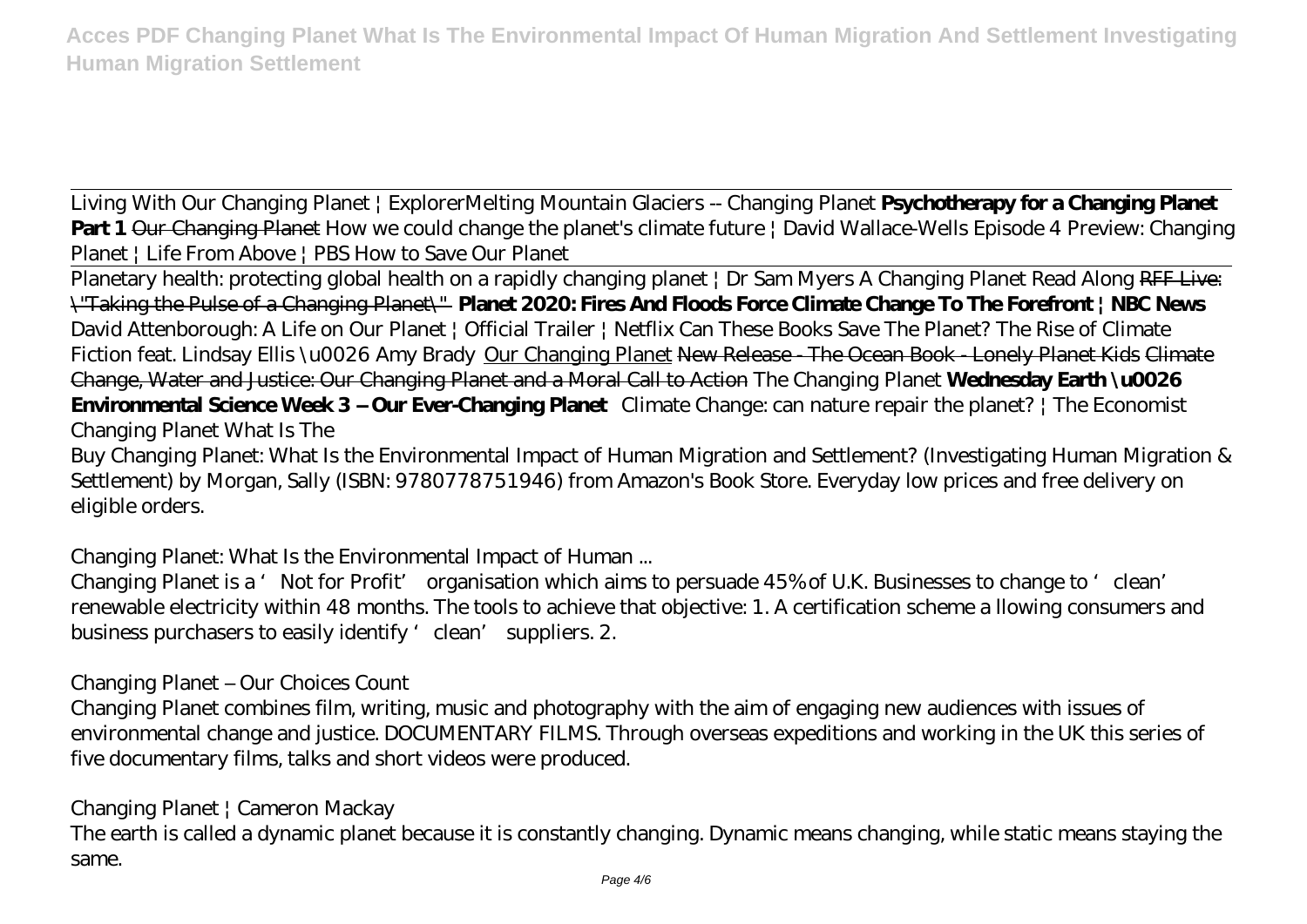Living With Our Changing Planet | Explorer *Melting Mountain Glaciers -- Changing Planet* **Psychotherapy for a Changing Planet Part 1** ~~Our Changing Planet~~ *How we could change the planet's climate future | David Wallace-Wells* *Episode 4 Preview: Changing Planet | Life From Above | PBS* *How to Save Our Planet*

Planetary health: protecting global health on a rapidly changing planet | Dr Sam Myers *A Changing Planet Read Along* ~~RFF Live: "Taking the Pulse of a Changing Planet"~~ **Planet 2020: Fires And Floods Force Climate Change To The Forefront | NBC News** *David Attenborough: A Life on Our Planet | Official Trailer | Netflix* *Can These Books Save The Planet? The Rise of Climate Fiction feat. Lindsay Ellis \u0026 Amy Brady* Our Changing Planet ~~New Release - The Ocean Book - Lonely Planet Kids~~ ~~Climate Change, Water and Justice: Our Changing Planet and a Moral Call to Action~~ *The Changing Planet* **Wednesday Earth \u0026 Environmental Science Week 3 -- Our Ever-Changing Planet** *Climate Change: can nature repair the planet? | The Economist*

*Changing Planet What Is The*

Buy Changing Planet: What Is the Environmental Impact of Human Migration and Settlement? (Investigating Human Migration & Settlement) by Morgan, Sally (ISBN: 9780778751946) from Amazon's Book Store. Everyday low prices and free delivery on eligible orders.

*Changing Planet: What Is the Environmental Impact of Human ...*

Changing Planet is a 'Not for Profit' organisation which aims to persuade 45% of U.K. Businesses to change to 'clean' renewable electricity within 48 months. The tools to achieve that objective: 1. A certification scheme a llowing consumers and business purchasers to easily identify 'clean' suppliers. 2.

*Changing Planet – Our Choices Count*

Changing Planet combines film, writing, music and photography with the aim of engaging new audiences with issues of environmental change and justice. DOCUMENTARY FILMS. Through overseas expeditions and working in the UK this series of five documentary films, talks and short videos were produced.

*Changing Planet | Cameron Mackay*

The earth is called a dynamic planet because it is constantly changing. Dynamic means changing, while static means staying the same.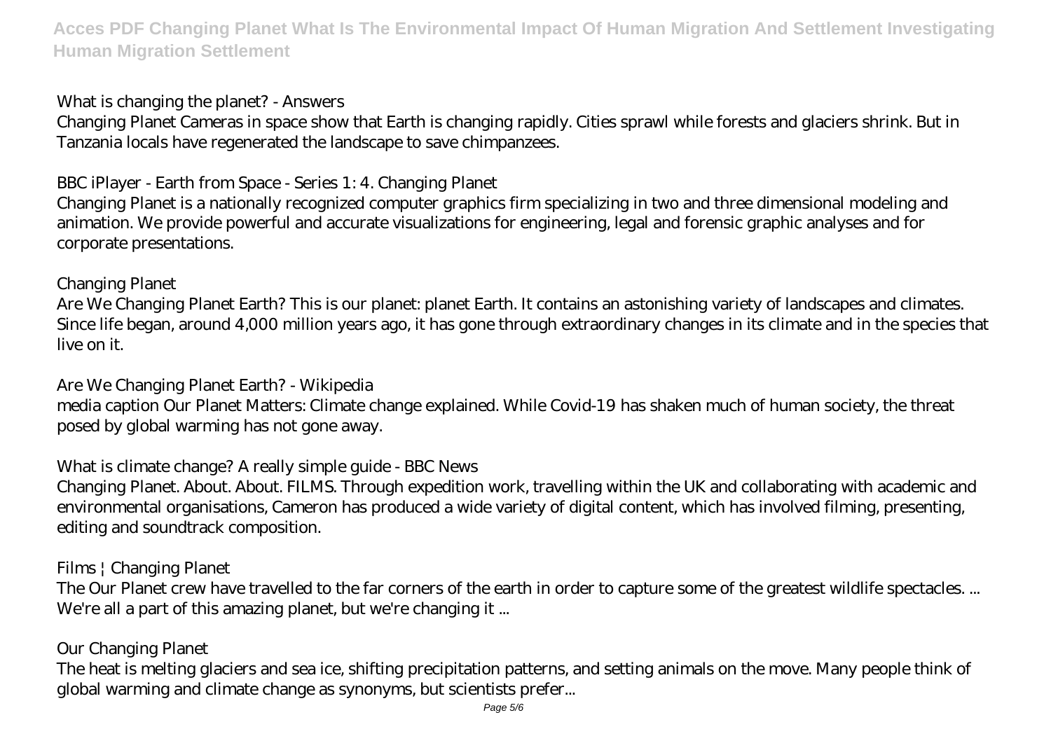## What is changing the planet? - Answers

Changing Planet Cameras in space show that Earth is changing rapidly. Cities sprawl while forests and glaciers shrink. But in Tanzania locals have regenerated the landscape to save chimpanzees.

## BBC iPlayer - Earth from Space - Series 1: 4. Changing Planet

Changing Planet is a nationally recognized computer graphics firm specializing in two and three dimensional modeling and animation. We provide powerful and accurate visualizations for engineering, legal and forensic graphic analyses and for corporate presentations.

## Changing Planet

Are We Changing Planet Earth? This is our planet: planet Earth. It contains an astonishing variety of landscapes and climates. Since life began, around 4,000 million years ago, it has gone through extraordinary changes in its climate and in the species that live on it.

## Are We Changing Planet Earth? - Wikipedia

media caption Our Planet Matters: Climate change explained. While Covid-19 has shaken much of human society, the threat posed by global warming has not gone away.

## What is climate change? A really simple guide - BBC News

Changing Planet. About. About. FILMS. Through expedition work, travelling within the UK and collaborating with academic and environmental organisations, Cameron has produced a wide variety of digital content, which has involved filming, presenting, editing and soundtrack composition.

## Films | Changing Planet

The Our Planet crew have travelled to the far corners of the earth in order to capture some of the greatest wildlife spectacles. ... We're all a part of this amazing planet, but we're changing it ...

## Our Changing Planet

The heat is melting glaciers and sea ice, shifting precipitation patterns, and setting animals on the move. Many people think of global warming and climate change as synonyms, but scientists prefer...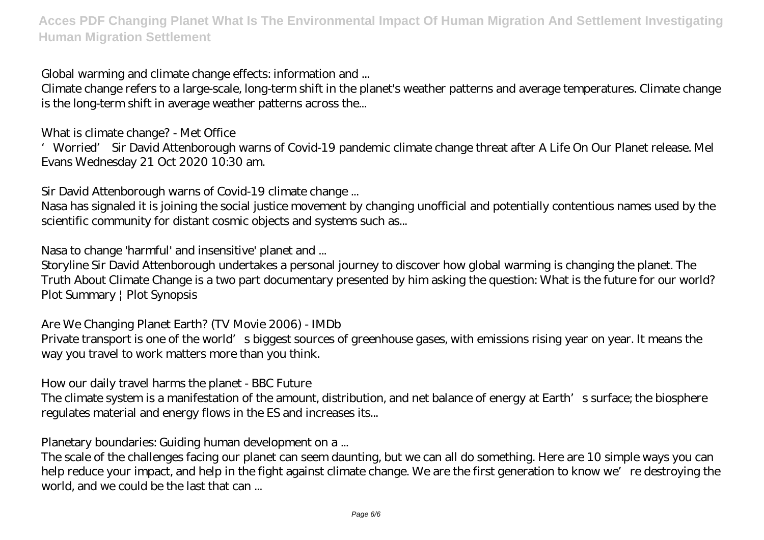Global warming and climate change effects: information and ...

Climate change refers to a large-scale, long-term shift in the planet's weather patterns and average temperatures. Climate change is the long-term shift in average weather patterns across the...

What is climate change? - Met Office

'Worried' Sir David Attenborough warns of Covid-19 pandemic climate change threat after A Life On Our Planet release. Mel Evans Wednesday 21 Oct 2020 10:30 am.

Sir David Attenborough warns of Covid-19 climate change ...

Nasa has signaled it is joining the social justice movement by changing unofficial and potentially contentious names used by the scientific community for distant cosmic objects and systems such as...

Nasa to change 'harmful' and insensitive' planet and ...

Storyline Sir David Attenborough undertakes a personal journey to discover how global warming is changing the planet. The Truth About Climate Change is a two part documentary presented by him asking the question: What is the future for our world? Plot Summary | Plot Synopsis

Are We Changing Planet Earth? (TV Movie 2006) - IMDb

Private transport is one of the world's biggest sources of greenhouse gases, with emissions rising year on year. It means the way you travel to work matters more than you think.

How our daily travel harms the planet - BBC Future

The climate system is a manifestation of the amount, distribution, and net balance of energy at Earth's surface; the biosphere regulates material and energy flows in the ES and increases its...

Planetary boundaries: Guiding human development on a ...

The scale of the challenges facing our planet can seem daunting, but we can all do something. Here are 10 simple ways you can help reduce your impact, and help in the fight against climate change. We are the first generation to know we're destroying the world, and we could be the last that can ...